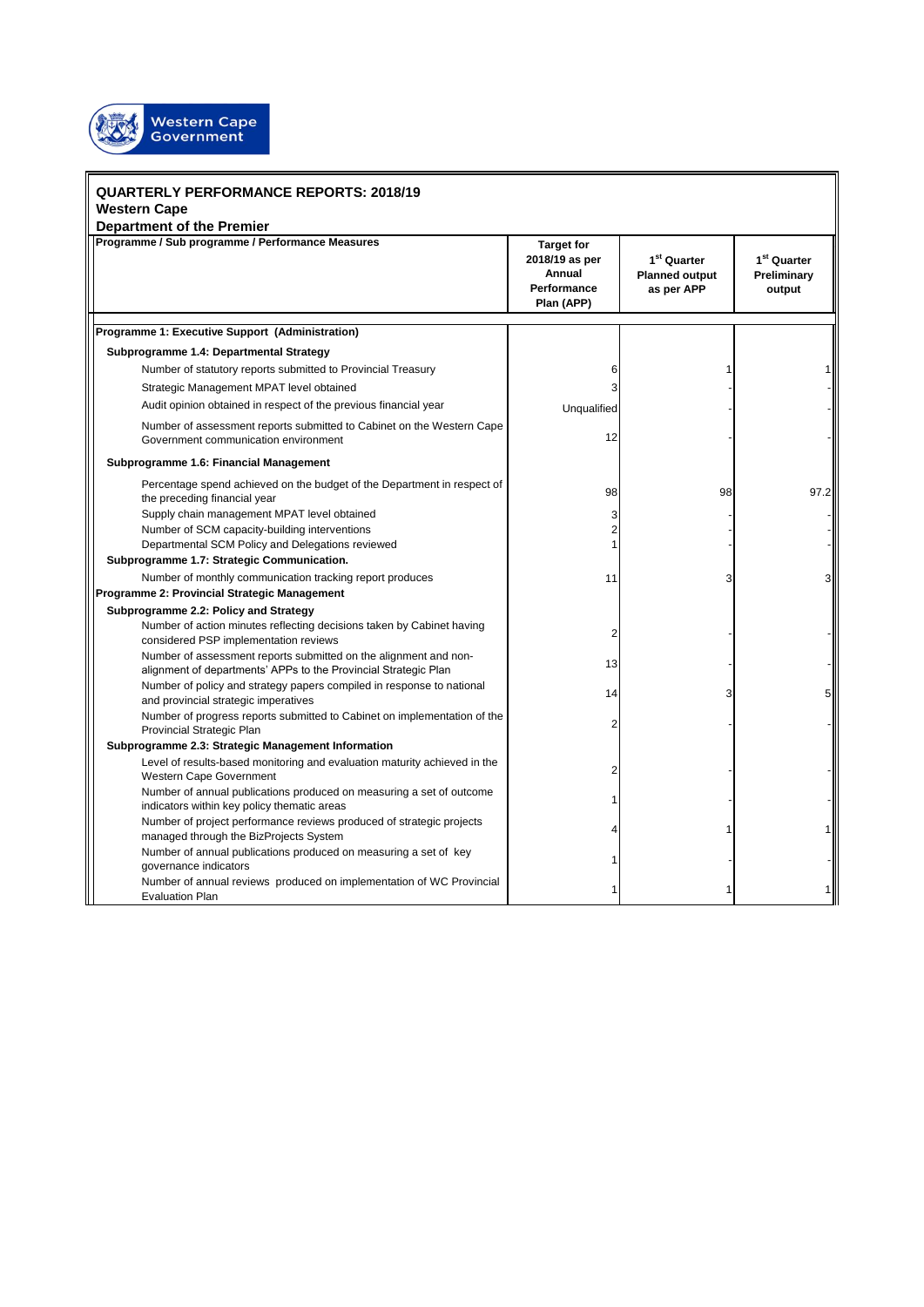Western Cape Government

## QUARTERLY PERFORMANCE REPORTS: 2018/19

### Western Cape

### Department of the Premier

| Programme / Sub programme / Performance Measures | Target for 2018/19 as per Annual Performance Plan (APP) | 1st Quarter Planned output as per APP | 1st Quarter Preliminary output |
|---|---|---|---|
| **Programme 1: Executive Support (Administration)** | | | |
| **Subprogramme 1.4: Departmental Strategy** | | | |
| Number of statutory reports submitted to Provincial Treasury | 6 | 1 | 1 |
| Strategic Management MPAT level obtained | 3 | - | - |
| Audit opinion obtained in respect of the previous financial year | Unqualified | - | - |
| Number of assessment reports submitted to Cabinet on the Western Cape Government communication environment | 12 | - | - |
| **Subprogramme 1.6: Financial Management** | | | |
| Percentage spend achieved on the budget of the Department in respect of the preceding financial year | 98 | 98 | 97.2 |
| Supply chain management MPAT level obtained | 3 | - | - |
| Number of SCM capacity-building interventions | 2 | - | - |
| Departmental SCM Policy and Delegations reviewed | 1 | - | - |
| **Subprogramme 1.7: Strategic Communication.** | | | |
| Number of monthly communication tracking report produces | 11 | 3 | 3 |
| **Programme 2: Provincial Strategic Management** | | | |
| **Subprogramme 2.2: Policy and Strategy** | | | |
| Number of action minutes reflecting decisions taken by Cabinet having considered PSP implementation reviews | 2 | - | - |
| Number of assessment reports submitted on the alignment and non-alignment of departments' APPs to the Provincial Strategic Plan | 13 | - | - |
| Number of policy and strategy papers compiled in response to national and provincial strategic imperatives | 14 | 3 | 5 |
| Number of progress reports submitted to Cabinet on implementation of the Provincial Strategic Plan | 2 | - | - |
| **Subprogramme 2.3: Strategic Management Information** | | | |
| Level of results-based monitoring and evaluation maturity achieved in the Western Cape Government | 2 | - | - |
| Number of annual publications produced on measuring a set of outcome indicators within key policy thematic areas | 1 | - | - |
| Number of project performance reviews produced of strategic projects managed through the BizProjects System | 4 | 1 | 1 |
| Number of annual publications produced on measuring a set of key governance indicators | 1 | - | - |
| Number of annual reviews produced on implementation of WC Provincial Evaluation Plan | 1 | 1 | 1 |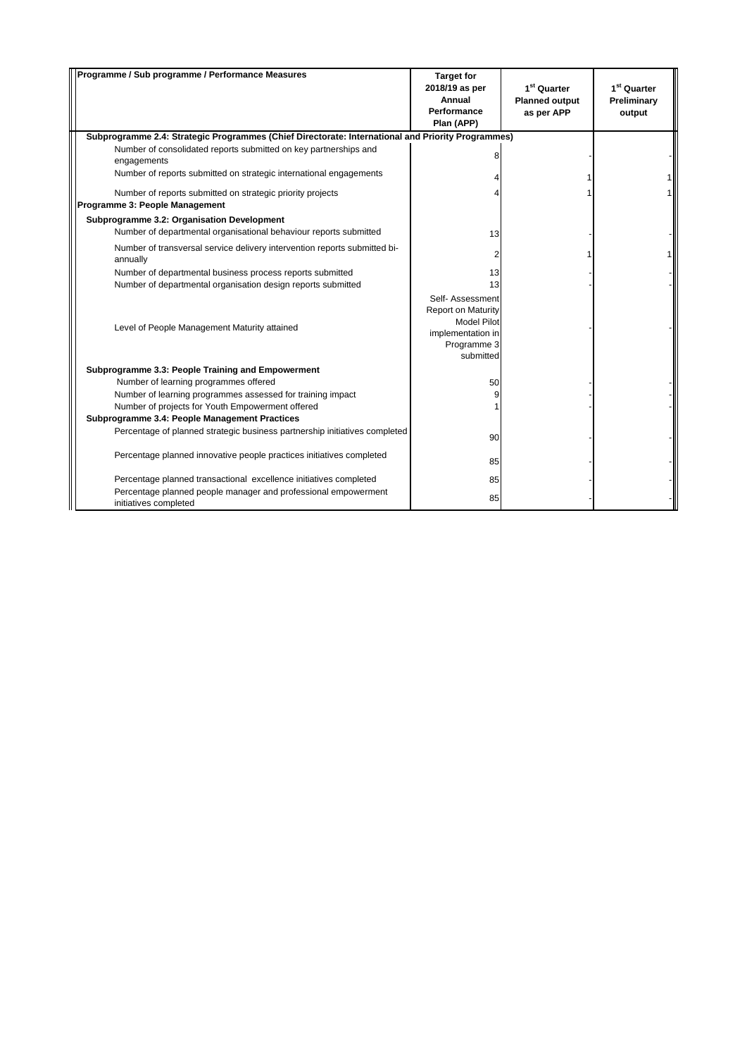| Programme / Sub programme / Performance Measures | Target for 2018/19 as per Annual Performance Plan (APP) | 1st Quarter Planned output as per APP | 1st Quarter Preliminary output |
|---|---|---|---|
| **Subprogramme 2.4: Strategic Programmes (Chief Directorate: International and Priority Programmes)** | | | |
| Number of consolidated reports submitted on key partnerships and engagements | 8 | - | - |
| Number of reports submitted on strategic international engagements | 4 | 1 | 1 |
| Number of reports submitted on strategic priority projects | 4 | 1 | 1 |
| **Programme 3: People Management** | | | |
| **Subprogramme 3.2: Organisation Development** | | | |
| Number of departmental organisational behaviour reports submitted | 13 | - | - |
| Number of transversal service delivery intervention reports submitted bi-annually | 2 | 1 | 1 |
| Number of departmental business process reports submitted | 13 | - | - |
| Number of departmental organisation design reports submitted | 13 | - | - |
| Level of People Management Maturity attained | Self- Assessment Report on Maturity Model Pilot implementation in Programme 3 submitted | - | - |
| **Subprogramme 3.3: People Training and Empowerment** | | | |
| Number of learning programmes offered | 50 | - | - |
| Number of learning programmes assessed for training impact | 9 | - | - |
| Number of projects for Youth Empowerment offered | 1 | - | - |
| **Subprogramme 3.4: People Management Practices** | | | |
| Percentage of planned strategic business partnership initiatives completed | 90 | - | - |
| Percentage planned innovative people practices initiatives completed | 85 | - | - |
| Percentage planned transactional excellence initiatives completed | 85 | - | - |
| Percentage planned people manager and professional empowerment initiatives completed | 85 | - | - |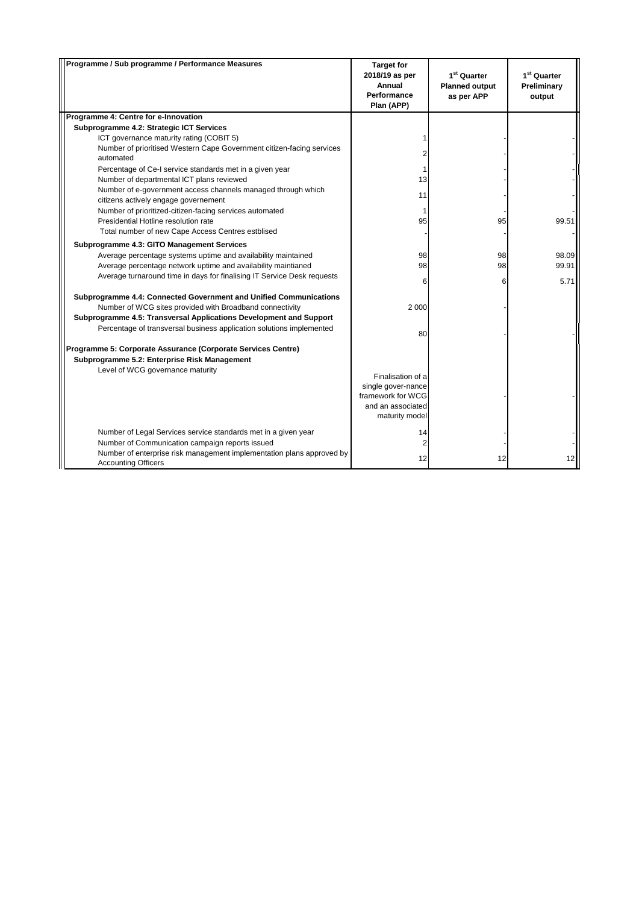| Programme / Sub programme / Performance Measures | Target for 2018/19 as per Annual Performance Plan (APP) | 1st Quarter Planned output as per APP | 1st Quarter Preliminary output |
|---|---|---|---|
| **Programme 4: Centre for e-Innovation** | | | |
| **Subprogramme 4.2: Strategic ICT Services** | | | |
| ICT governance maturity rating (COBIT 5) | 1 | - | - |
| Number of prioritised Western Cape Government citizen-facing services automated | 2 | - | - |
| Percentage of Ce-I service standards met in a given year | 1 | - | - |
| Number of departmental ICT plans reviewed | 13 | - | - |
| Number of e-government access channels managed through which citizens actively engage governement | 11 | - | - |
| Number of prioritized-citizen-facing services automated | 1 | - | - |
| Presidential Hotline resolution rate | 95 | 95 | 99.51 |
| Total number of new Cape Access Centres estblised | - | - | - |
| **Subprogramme 4.3: GITO Management Services** | | | |
| Average percentage systems uptime and availability maintained | 98 | 98 | 98.09 |
| Average percentage network uptime and availability maintianed | 98 | 98 | 99.91 |
| Average turnaround time in days for finalising IT Service Desk requests | 6 | 6 | 5.71 |
| **Subprogramme 4.4: Connected Government and Unified Communications** | | | |
| Number of WCG sites provided with Broadband connectivity | 2 000 | - | |
| **Subprogramme 4.5: Transversal Applications Development and Support** | | | |
| Percentage of transversal business application solutions implemented | 80 | - | - |
| **Programme 5: Corporate Assurance (Corporate Services Centre)** | | | |
| **Subprogramme 5.2: Enterprise Risk Management** | | | |
| Level of WCG governance maturity | Finalisation of a single gover-nance framework for WCG and an associated maturity model | - | - |
| Number of Legal Services service standards met in a given year | 14 | - | - |
| Number of Communication campaign reports issued | 2 | - | - |
| Number of enterprise risk management implementation plans approved by Accounting Officers | 12 | 12 | 12 |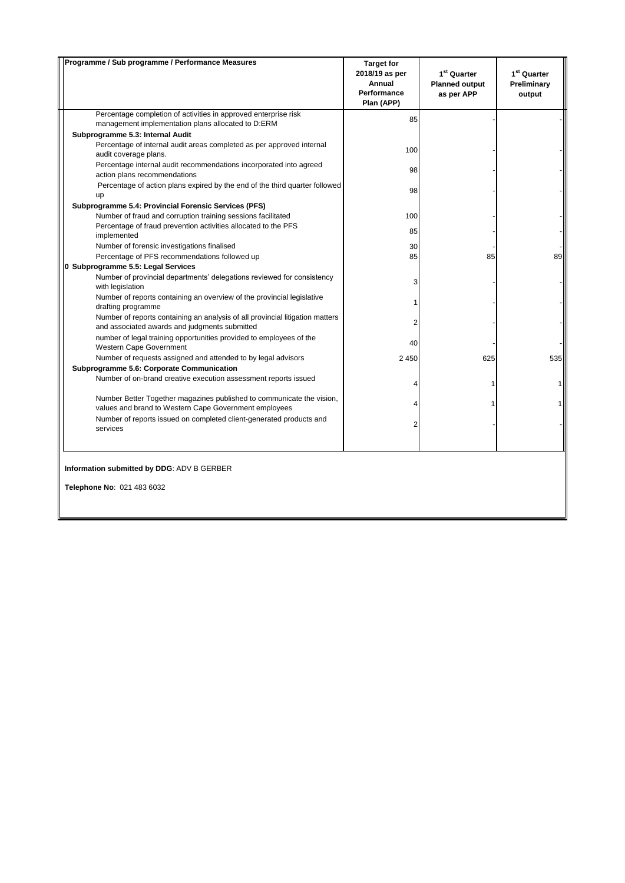| Programme / Sub programme / Performance Measures | Target for 2018/19 as per Annual Performance Plan (APP) | 1st Quarter Planned output as per APP | 1st Quarter Preliminary output |
|---|---|---|---|
| Percentage completion of activities in approved enterprise risk management implementation plans allocated to D:ERM | 85 | - | - |
| **Subprogramme 5.3: Internal Audit** | | | |
| Percentage of internal audit areas completed as per approved internal audit coverage plans. | 100 | - | - |
| Percentage internal audit recommendations incorporated into agreed action plans recommendations | 98 | - | - |
| Percentage of action plans expired by the end of the third quarter followed up | 98 | - | - |
| **Subprogramme 5.4: Provincial Forensic Services (PFS)** | | | |
| Number of fraud and corruption training sessions facilitated | 100 | - | - |
| Percentage of fraud prevention activities allocated to the PFS implemented | 85 | - | - |
| Number of forensic investigations finalised | 30 | - | - |
| Percentage of PFS recommendations followed up | 85 | 85 | 89 |
| **0 Subprogramme 5.5: Legal Services** | | | |
| Number of provincial departments' delegations reviewed for consistency with legislation | 3 | - | - |
| Number of reports containing an overview of the provincial legislative drafting programme | 1 | - | - |
| Number of reports containing an analysis of all provincial litigation matters and associated awards and judgments submitted | 2 | - | - |
| number of legal training opportunities provided to employees of the Western Cape Government | 40 | - | - |
| Number of requests assigned and attended to by legal advisors | 2 450 | 625 | 535 |
| **Subprogramme 5.6: Corporate Communication** | | | |
| Number of on-brand creative execution assessment reports issued | 4 | 1 | 1 |
| Number Better Together magazines published to communicate the vision, values and brand to Western Cape Government employees | 4 | 1 | 1 |
| Number of reports issued on completed client-generated products and services | 2 | - | - |

**Information submitted by DDG**: ADV B GERBER

**Telephone No**: 021 483 6032